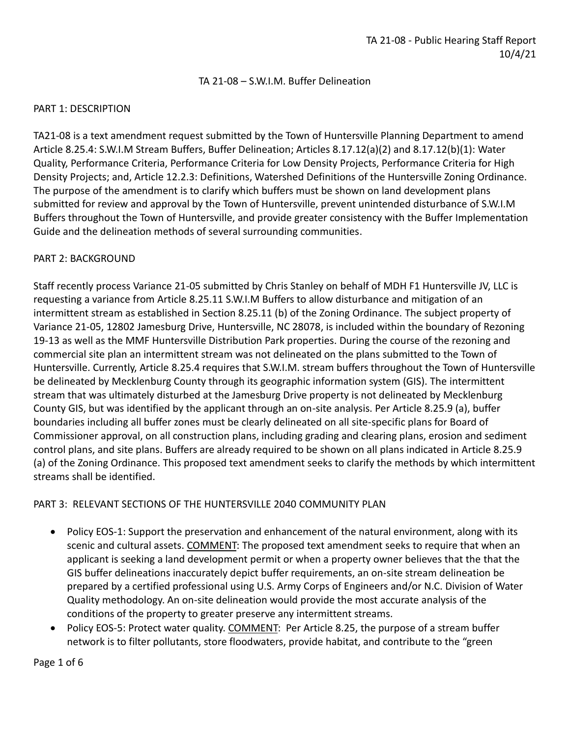# TA 21-08 – S.W.I.M. Buffer Delineation

## PART 1: DESCRIPTION

TA21-08 is a text amendment request submitted by the Town of Huntersville Planning Department to amend Article 8.25.4: S.W.I.M Stream Buffers, Buffer Delineation; Articles 8.17.12(a)(2) and 8.17.12(b)(1): Water Quality, Performance Criteria, Performance Criteria for Low Density Projects, Performance Criteria for High Density Projects; and, Article 12.2.3: Definitions, Watershed Definitions of the Huntersville Zoning Ordinance. The purpose of the amendment is to clarify which buffers must be shown on land development plans submitted for review and approval by the Town of Huntersville, prevent unintended disturbance of S.W.I.M Buffers throughout the Town of Huntersville, and provide greater consistency with the Buffer Implementation Guide and the delineation methods of several surrounding communities.

## PART 2: BACKGROUND

Staff recently process Variance 21-05 submitted by Chris Stanley on behalf of MDH F1 Huntersville JV, LLC is requesting a variance from Article 8.25.11 S.W.I.M Buffers to allow disturbance and mitigation of an intermittent stream as established in Section 8.25.11 (b) of the Zoning Ordinance. The subject property of Variance 21-05, 12802 Jamesburg Drive, Huntersville, NC 28078, is included within the boundary of Rezoning 19-13 as well as the MMF Huntersville Distribution Park properties. During the course of the rezoning and commercial site plan an intermittent stream was not delineated on the plans submitted to the Town of Huntersville. Currently, Article 8.25.4 requires that S.W.I.M. stream buffers throughout the Town of Huntersville be delineated by Mecklenburg County through its geographic information system (GIS). The intermittent stream that was ultimately disturbed at the Jamesburg Drive property is not delineated by Mecklenburg County GIS, but was identified by the applicant through an on-site analysis. Per Article 8.25.9 (a), buffer boundaries including all buffer zones must be clearly delineated on all site-specific plans for Board of Commissioner approval, on all construction plans, including grading and clearing plans, erosion and sediment control plans, and site plans. Buffers are already required to be shown on all plans indicated in Article 8.25.9 (a) of the Zoning Ordinance. This proposed text amendment seeks to clarify the methods by which intermittent streams shall be identified.

## PART 3: RELEVANT SECTIONS OF THE HUNTERSVILLE 2040 COMMUNITY PLAN

- Policy EOS-1: Support the preservation and enhancement of the natural environment, along with its scenic and cultural assets. COMMENT: The proposed text amendment seeks to require that when an applicant is seeking a land development permit or when a property owner believes that the that the GIS buffer delineations inaccurately depict buffer requirements, an on-site stream delineation be prepared by a certified professional using U.S. Army Corps of Engineers and/or N.C. Division of Water Quality methodology. An on-site delineation would provide the most accurate analysis of the conditions of the property to greater preserve any intermittent streams.
- Policy EOS-5: Protect water quality. COMMENT: Per Article 8.25, the purpose of a stream buffer network is to filter pollutants, store floodwaters, provide habitat, and contribute to the "green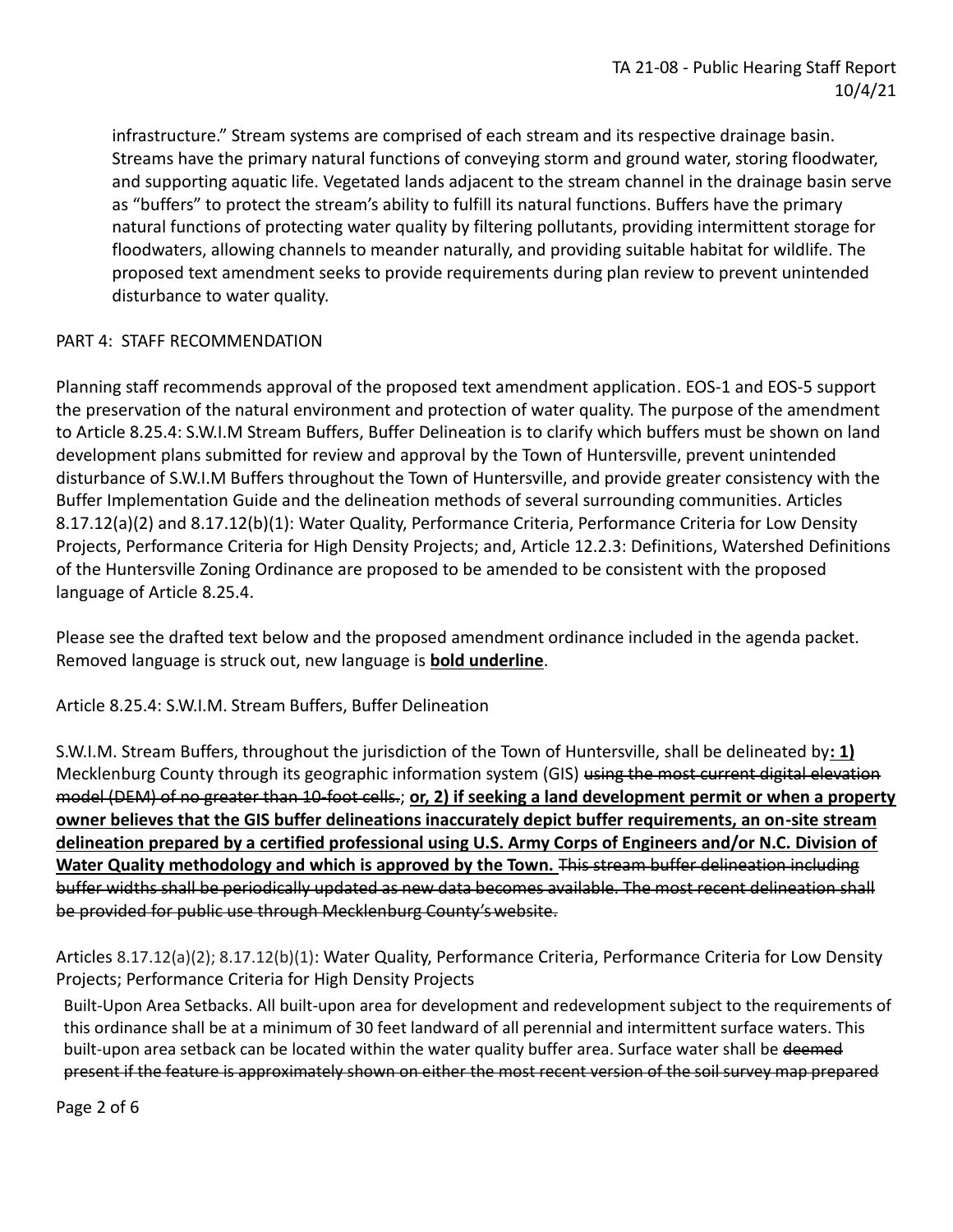infrastructure." Stream systems are comprised of each stream and its respective drainage basin. Streams have the primary natural functions of conveying storm and ground water, storing floodwater, and supporting aquatic life. Vegetated lands adjacent to the stream channel in the drainage basin serve as "buffers" to protect the stream's ability to fulfill its natural functions. Buffers have the primary natural functions of protecting water quality by filtering pollutants, providing intermittent storage for floodwaters, allowing channels to meander naturally, and providing suitable habitat for wildlife. The proposed text amendment seeks to provide requirements during plan review to prevent unintended disturbance to water quality.

PART 4: STAFF RECOMMENDATION

Planning staff recommends approval of the proposed text amendment application. EOS-1 and EOS-5 support the preservation of the natural environment and protection of water quality. The purpose of the amendment to Article 8.25.4: S.W.I.M Stream Buffers, Buffer Delineation is to clarify which buffers must be shown on land development plans submitted for review and approval by the Town of Huntersville, prevent unintended disturbance of S.W.I.M Buffers throughout the Town of Huntersville, and provide greater consistency with the Buffer Implementation Guide and the delineation methods of several surrounding communities. Articles 8.17.12(a)(2) and 8.17.12(b)(1): Water Quality, Performance Criteria, Performance Criteria for Low Density Projects, Performance Criteria for High Density Projects; and, Article 12.2.3: Definitions, Watershed Definitions of the Huntersville Zoning Ordinance are proposed to be amended to be consistent with the proposed language of Article 8.25.4.

Please see the drafted text below and the proposed amendment ordinance included in the agenda packet. Removed language is struck out, new language is **<u>bold underline</u>**.

Article 8.25.4: S.W.I.M. Stream Buffers, Buffer Delineation

S.W.I.M. Stream Buffers, throughout the jurisdiction of the Town of Huntersville, shall be delineated by**<u>: 1)</u>** Mecklenburg County through its geographic information system (GIS) ~~using the most current digital elevation model (DEM) of no greater than 10-foot cells.~~; **<u>or, 2) if seeking a land development permit or when a property owner believes that the GIS buffer delineations inaccurately depict buffer requirements, an on-site stream delineation prepared by a certified professional using U.S. Army Corps of Engineers and/or N.C. Division of Water Quality methodology and which is approved by the Town.</u>** ~~This stream buffer delineation including buffer widths shall be periodically updated as new data becomes available. The most recent delineation shall be provided for public use through Mecklenburg County's website.~~

Articles 8.17.12(a)(2); 8.17.12(b)(1): Water Quality, Performance Criteria, Performance Criteria for Low Density Projects; Performance Criteria for High Density Projects

Built-Upon Area Setbacks. All built-upon area for development and redevelopment subject to the requirements of this ordinance shall be at a minimum of 30 feet landward of all perennial and intermittent surface waters. This built-upon area setback can be located within the water quality buffer area. Surface water shall be ~~deemed present if the feature is approximately shown on either the most recent version of the soil survey map prepared~~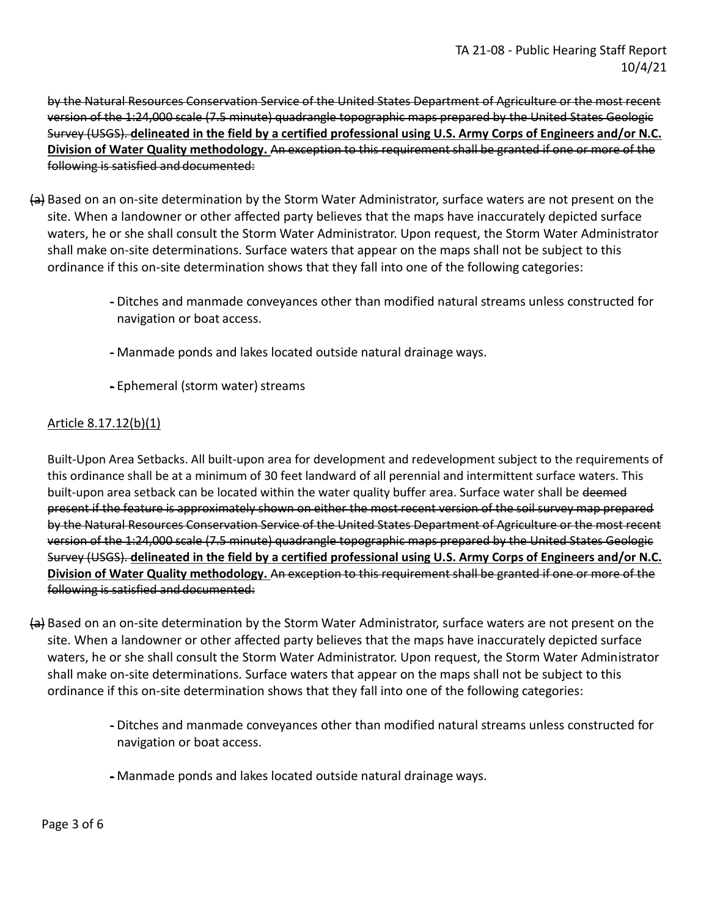~~by the Natural Resources Conservation Service of the United States Department of Agriculture or the most recent version of the 1:24,000 scale (7.5 minute) quadrangle topographic maps prepared by the United States Geologic Survey (USGS).~~ **<u>delineated in the field by a certified professional using U.S. Army Corps of Engineers and/or N.C. Division of Water Quality methodology.</u>** ~~An exception to this requirement shall be granted if one or more of the following is satisfied and documented:~~

~~(a)~~ Based on an on-site determination by the Storm Water Administrator, surface waters are not present on the site. When a landowner or other affected party believes that the maps have inaccurately depicted surface waters, he or she shall consult the Storm Water Administrator. Upon request, the Storm Water Administrator shall make on-site determinations. Surface waters that appear on the maps shall not be subject to this ordinance if this on-site determination shows that they fall into one of the following categories:

- Ditches and manmade conveyances other than modified natural streams unless constructed for navigation or boat access.
- Manmade ponds and lakes located outside natural drainage ways.
- Ephemeral (storm water) streams

<u>Article 8.17.12(b)(1)</u>

Built-Upon Area Setbacks. All built-upon area for development and redevelopment subject to the requirements of this ordinance shall be at a minimum of 30 feet landward of all perennial and intermittent surface waters. This built-upon area setback can be located within the water quality buffer area. Surface water shall be ~~deemed present if the feature is approximately shown on either the most recent version of the soil survey map prepared by the Natural Resources Conservation Service of the United States Department of Agriculture or the most recent version of the 1:24,000 scale (7.5 minute) quadrangle topographic maps prepared by the United States Geologic Survey (USGS).~~ **<u>delineated in the field by a certified professional using U.S. Army Corps of Engineers and/or N.C. Division of Water Quality methodology.</u>** ~~An exception to this requirement shall be granted if one or more of the following is satisfied and documented:~~

~~(a)~~ Based on an on-site determination by the Storm Water Administrator, surface waters are not present on the site. When a landowner or other affected party believes that the maps have inaccurately depicted surface waters, he or she shall consult the Storm Water Administrator. Upon request, the Storm Water Administrator shall make on-site determinations. Surface waters that appear on the maps shall not be subject to this ordinance if this on-site determination shows that they fall into one of the following categories:

- Ditches and manmade conveyances other than modified natural streams unless constructed for navigation or boat access.
- Manmade ponds and lakes located outside natural drainage ways.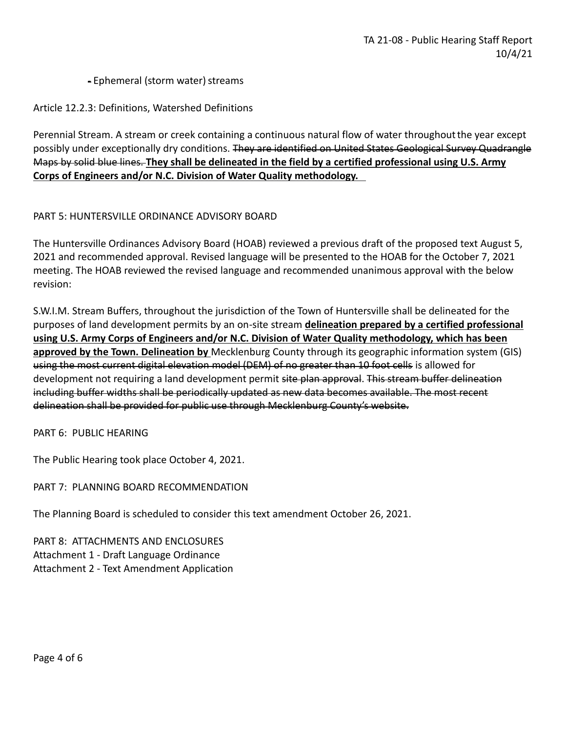- Ephemeral (storm water) streams

Article 12.2.3: Definitions, Watershed Definitions

Perennial Stream. A stream or creek containing a continuous natural flow of water throughout the year except possibly under exceptionally dry conditions. ~~They are identified on United States Geological Survey Quadrangle Maps by solid blue lines.~~ **<u>They shall be delineated in the field by a certified professional using U.S. Army Corps of Engineers and/or N.C. Division of Water Quality methodology.</u>**

PART 5: HUNTERSVILLE ORDINANCE ADVISORY BOARD

The Huntersville Ordinances Advisory Board (HOAB) reviewed a previous draft of the proposed text August 5, 2021 and recommended approval. Revised language will be presented to the HOAB for the October 7, 2021 meeting. The HOAB reviewed the revised language and recommended unanimous approval with the below revision:

S.W.I.M. Stream Buffers, throughout the jurisdiction of the Town of Huntersville shall be delineated for the purposes of land development permits by an on-site stream **<u>delineation prepared by a certified professional using U.S. Army Corps of Engineers and/or N.C. Division of Water Quality methodology, which has been approved by the Town. Delineation by</u>** Mecklenburg County through its geographic information system (GIS) ~~using the most current digital elevation model (DEM) of no greater than 10 foot cells~~ is allowed for development not requiring a land development permit ~~site plan approval~~. ~~This stream buffer delineation including buffer widths shall be periodically updated as new data becomes available. The most recent delineation shall be provided for public use through Mecklenburg County's website.~~

PART 6: PUBLIC HEARING

The Public Hearing took place October 4, 2021.

PART 7: PLANNING BOARD RECOMMENDATION

The Planning Board is scheduled to consider this text amendment October 26, 2021.

PART 8: ATTACHMENTS AND ENCLOSURES
Attachment 1 - Draft Language Ordinance
Attachment 2 - Text Amendment Application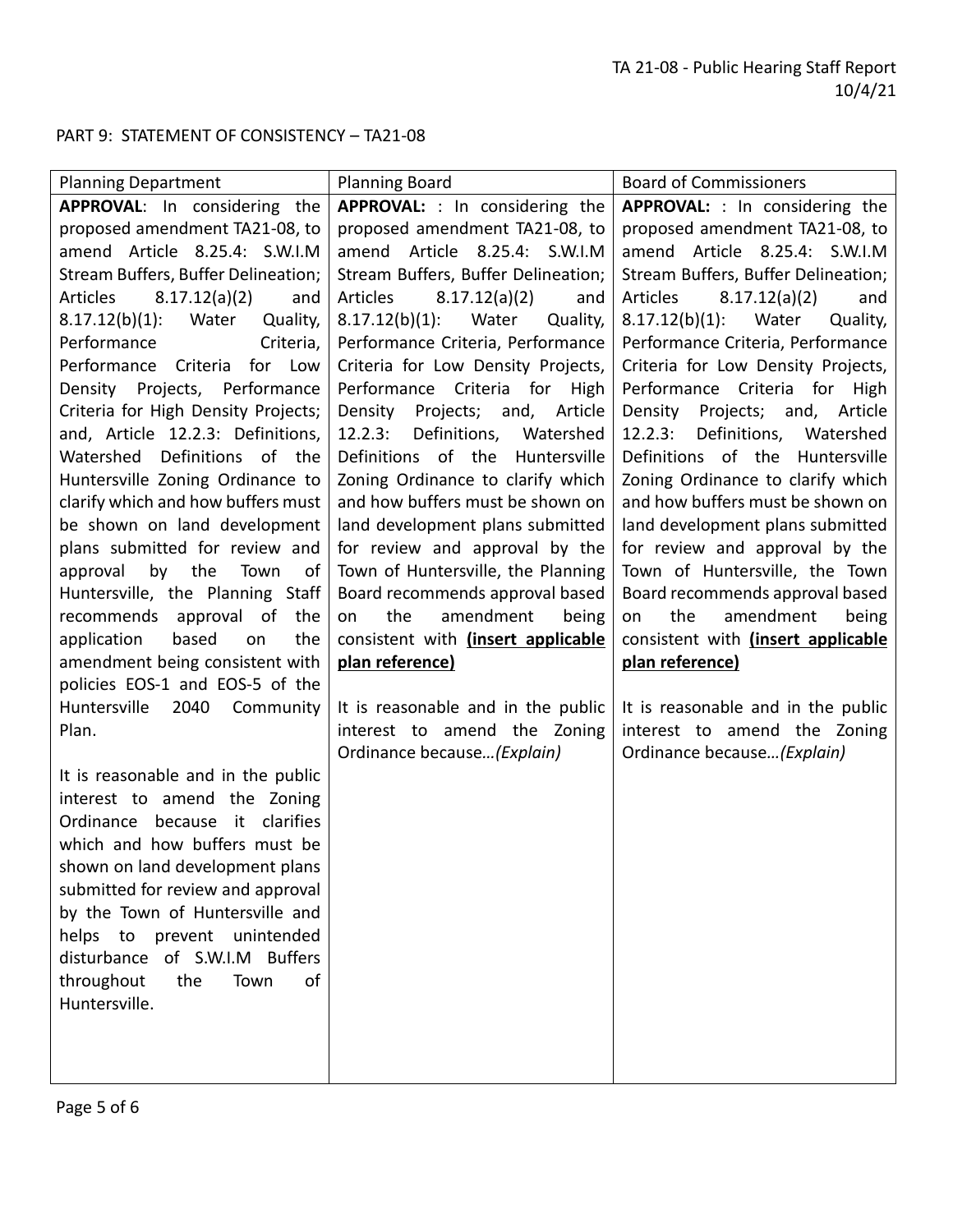PART 9: STATEMENT OF CONSISTENCY – TA21-08

| Planning Department | Planning Board | Board of Commissioners |
|---|---|---|
| **APPROVAL**: In considering the proposed amendment TA21-08, to amend Article 8.25.4: S.W.I.M Stream Buffers, Buffer Delineation; Articles 8.17.12(a)(2) and 8.17.12(b)(1): Water Quality, Performance Criteria, Performance Criteria for Low Density Projects, Performance Criteria for High Density Projects; and, Article 12.2.3: Definitions, Watershed Definitions of the Huntersville Zoning Ordinance to clarify which and how buffers must be shown on land development plans submitted for review and approval by the Town of Huntersville, the Planning Staff recommends approval of the application based on the amendment being consistent with policies EOS-1 and EOS-5 of the Huntersville 2040 Community Plan.<br><br>It is reasonable and in the public interest to amend the Zoning Ordinance because it clarifies which and how buffers must be shown on land development plans submitted for review and approval by the Town of Huntersville and helps to prevent unintended disturbance of S.W.I.M Buffers throughout the Town of Huntersville. | **APPROVAL:** : In considering the proposed amendment TA21-08, to amend Article 8.25.4: S.W.I.M Stream Buffers, Buffer Delineation; Articles 8.17.12(a)(2) and 8.17.12(b)(1): Water Quality, Performance Criteria, Performance Criteria for Low Density Projects, Performance Criteria for High Density Projects; and, Article 12.2.3: Definitions, Watershed Definitions of the Huntersville Zoning Ordinance to clarify which and how buffers must be shown on land development plans submitted for review and approval by the Town of Huntersville, the Planning Board recommends approval based on the amendment being consistent with **(insert applicable plan reference)**<br><br>It is reasonable and in the public interest to amend the Zoning Ordinance because…*(Explain)* | **APPROVAL:** : In considering the proposed amendment TA21-08, to amend Article 8.25.4: S.W.I.M Stream Buffers, Buffer Delineation; Articles 8.17.12(a)(2) and 8.17.12(b)(1): Water Quality, Performance Criteria, Performance Criteria for Low Density Projects, Performance Criteria for High Density Projects; and, Article 12.2.3: Definitions, Watershed Definitions of the Huntersville Zoning Ordinance to clarify which and how buffers must be shown on land development plans submitted for review and approval by the Town of Huntersville, the Town Board recommends approval based on the amendment being consistent with **(insert applicable plan reference)**<br><br>It is reasonable and in the public interest to amend the Zoning Ordinance because…*(Explain)* |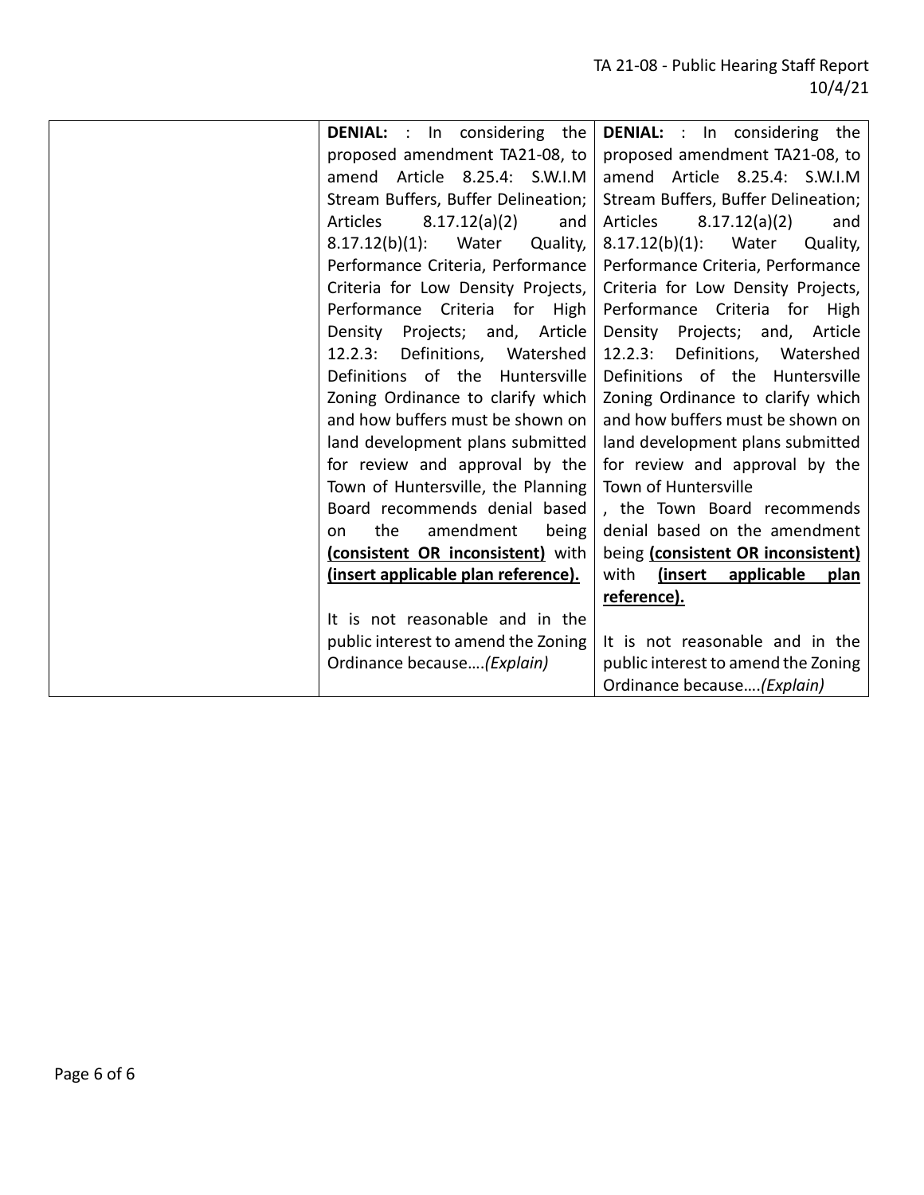| | | |
|---|---|---|
| | **DENIAL:** : In considering the proposed amendment TA21-08, to amend Article 8.25.4: S.W.I.M Stream Buffers, Buffer Delineation; Articles 8.17.12(a)(2) and 8.17.12(b)(1): Water Quality, Performance Criteria, Performance Criteria for Low Density Projects, Performance Criteria for High Density Projects; and, Article 12.2.3: Definitions, Watershed Definitions of the Huntersville Zoning Ordinance to clarify which and how buffers must be shown on land development plans submitted for review and approval by the Town of Huntersville, the Planning Board recommends denial based on the amendment being **(consistent OR inconsistent)** with **(insert applicable plan reference).**<br><br>It is not reasonable and in the public interest to amend the Zoning Ordinance because….*(Explain)* | **DENIAL:** : In considering the proposed amendment TA21-08, to amend Article 8.25.4: S.W.I.M Stream Buffers, Buffer Delineation; Articles 8.17.12(a)(2) and 8.17.12(b)(1): Water Quality, Performance Criteria, Performance Criteria for Low Density Projects, Performance Criteria for High Density Projects; and, Article 12.2.3: Definitions, Watershed Definitions of the Huntersville Zoning Ordinance to clarify which and how buffers must be shown on land development plans submitted for review and approval by the Town of Huntersville<br>, the Town Board recommends denial based on the amendment being **(consistent OR inconsistent)** with **(insert applicable plan reference).**<br><br>It is not reasonable and in the public interest to amend the Zoning Ordinance because….*(Explain)* |